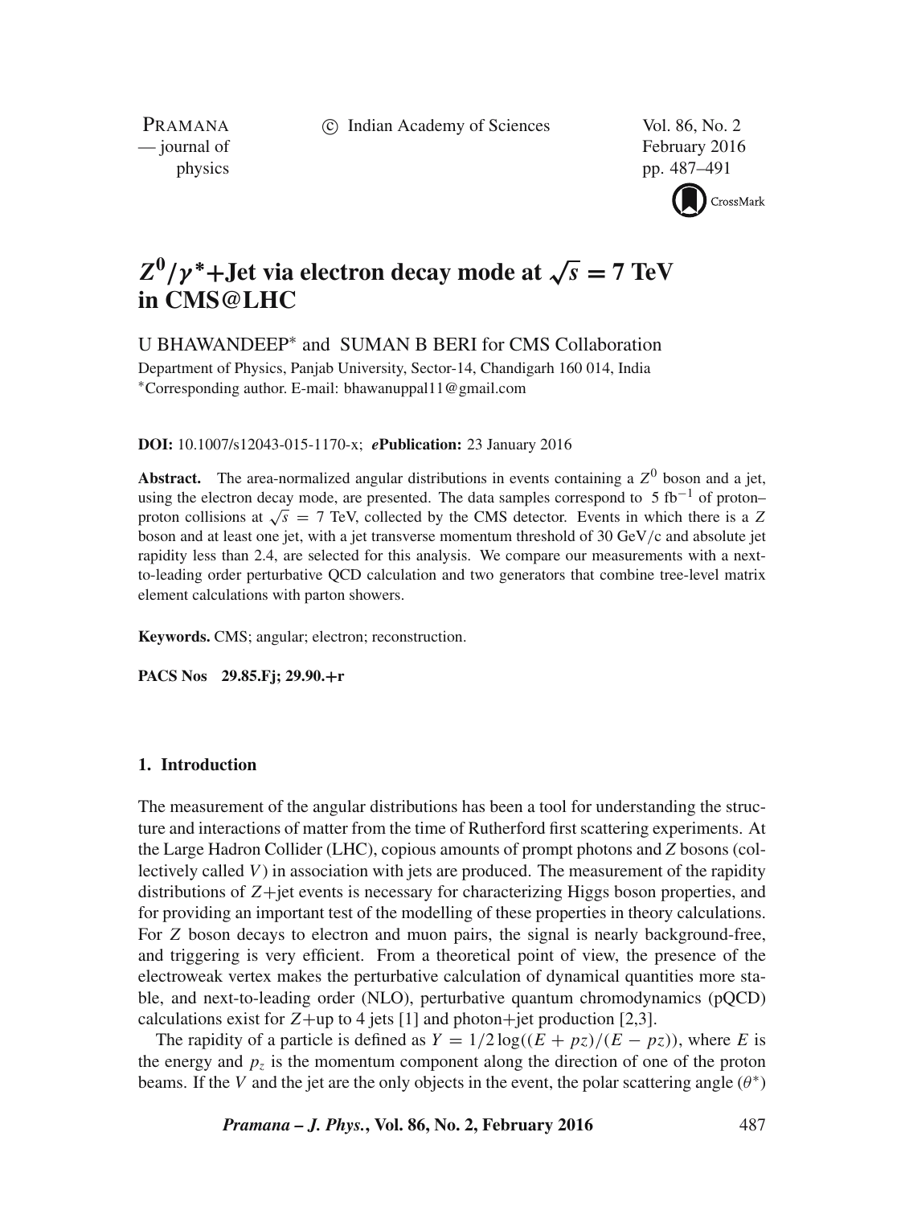# $Z^0/\gamma^*$+Jet via electron decay mode at $\sqrt{s} = 7$ TeV in CMS@LHC

U BHAWANDEEP* and SUMAN B BERI for CMS Collaboration

Department of Physics, Panjab University, Sector-14, Chandigarh 160 014, India

*Corresponding author. E-mail: bhawanuppal11@gmail.com

**DOI:** 10.1007/s12043-015-1170-x; ***e*Publication:** 23 January 2016

**Abstract.** The area-normalized angular distributions in events containing a $Z^0$ boson and a jet, using the electron decay mode, are presented. The data samples correspond to 5 fb$^{-1}$ of proton–proton collisions at $\sqrt{s} = 7$ TeV, collected by the CMS detector. Events in which there is a $Z$ boson and at least one jet, with a jet transverse momentum threshold of 30 GeV/c and absolute jet rapidity less than 2.4, are selected for this analysis. We compare our measurements with a next-to-leading order perturbative QCD calculation and two generators that combine tree-level matrix element calculations with parton showers.

**Keywords.** CMS; angular; electron; reconstruction.

**PACS Nos** 29.85.Fj; 29.90.+r

## 1. Introduction

The measurement of the angular distributions has been a tool for understanding the structure and interactions of matter from the time of Rutherford first scattering experiments. At the Large Hadron Collider (LHC), copious amounts of prompt photons and $Z$ bosons (collectively called $V$) in association with jets are produced. The measurement of the rapidity distributions of $Z$+jet events is necessary for characterizing Higgs boson properties, and for providing an important test of the modelling of these properties in theory calculations. For $Z$ boson decays to electron and muon pairs, the signal is nearly background-free, and triggering is very efficient. From a theoretical point of view, the presence of the electroweak vertex makes the perturbative calculation of dynamical quantities more stable, and next-to-leading order (NLO), perturbative quantum chromodynamics (pQCD) calculations exist for $Z$+up to 4 jets [1] and photon+jet production [2,3].

The rapidity of a particle is defined as $Y = 1/2 \log((E + pz)/(E - pz))$, where $E$ is the energy and $p_z$ is the momentum component along the direction of one of the proton beams. If the $V$ and the jet are the only objects in the event, the polar scattering angle ($\theta^*$)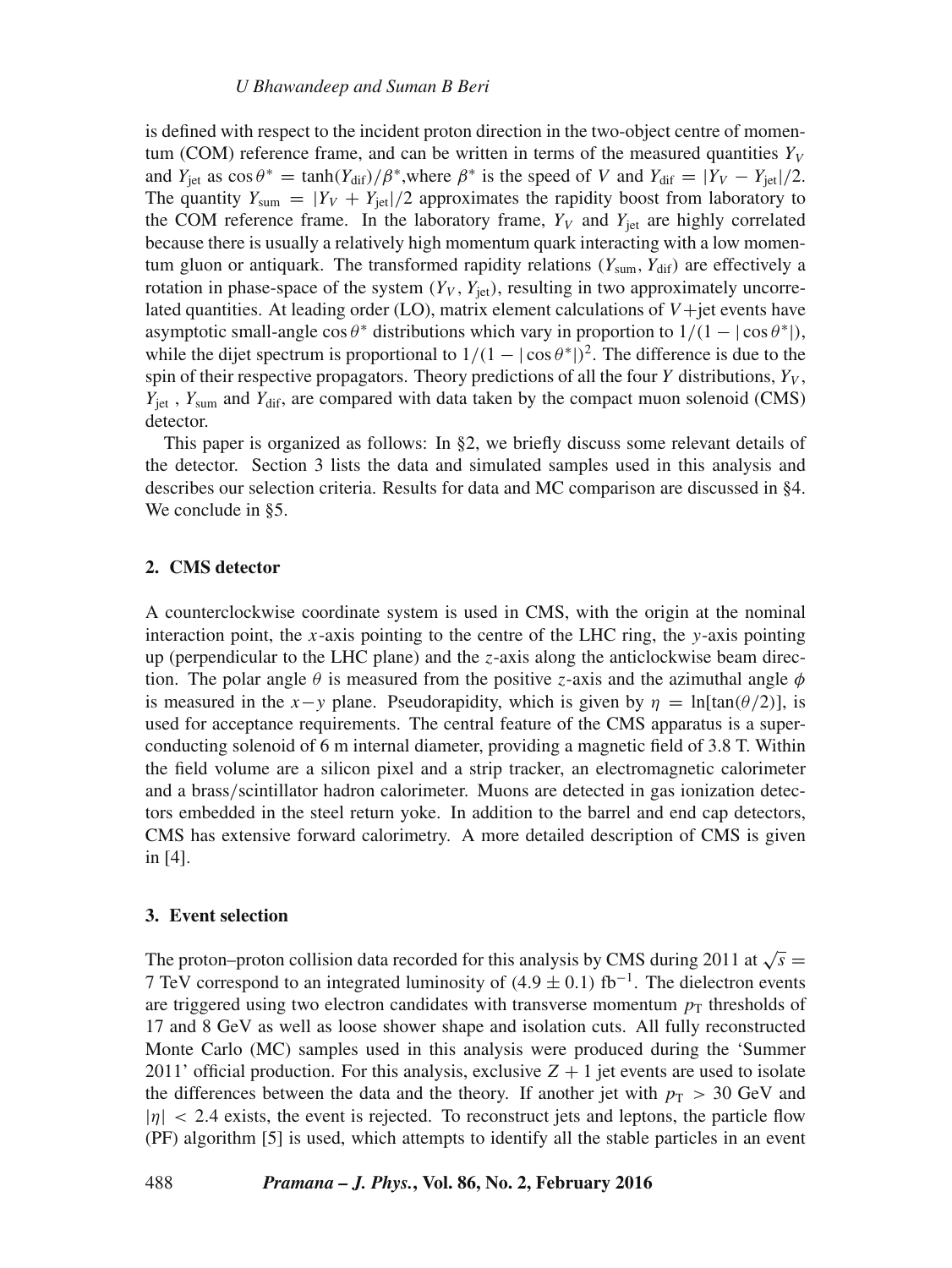is defined with respect to the incident proton direction in the two-object centre of momentum (COM) reference frame, and can be written in terms of the measured quantities $Y_V$ and $Y_{\mathrm{jet}}$ as $\cos\theta^* = \tanh(Y_{\mathrm{dif}})/\beta^*$,where $\beta^*$ is the speed of $V$ and $Y_{\mathrm{dif}} = |Y_V - Y_{\mathrm{jet}}|/2$. The quantity $Y_{\mathrm{sum}} = |Y_V + Y_{\mathrm{jet}}|/2$ approximates the rapidity boost from laboratory to the COM reference frame. In the laboratory frame, $Y_V$ and $Y_{\mathrm{jet}}$ are highly correlated because there is usually a relatively high momentum quark interacting with a low momentum gluon or antiquark. The transformed rapidity relations ($Y_{\mathrm{sum}}$, $Y_{\mathrm{dif}}$) are effectively a rotation in phase-space of the system ($Y_V$, $Y_{\mathrm{jet}}$), resulting in two approximately uncorrelated quantities. At leading order (LO), matrix element calculations of $V$+jet events have asymptotic small-angle $\cos\theta^*$ distributions which vary in proportion to $1/(1 - |\cos\theta^*|)$, while the dijet spectrum is proportional to $1/(1 - |\cos\theta^*|)^2$. The difference is due to the spin of their respective propagators. Theory predictions of all the four $Y$ distributions, $Y_V$, $Y_{\mathrm{jet}}$ , $Y_{\mathrm{sum}}$ and $Y_{\mathrm{dif}}$, are compared with data taken by the compact muon solenoid (CMS) detector.

This paper is organized as follows: In §2, we briefly discuss some relevant details of the detector. Section 3 lists the data and simulated samples used in this analysis and describes our selection criteria. Results for data and MC comparison are discussed in §4. We conclude in §5.

## 2. CMS detector

A counterclockwise coordinate system is used in CMS, with the origin at the nominal interaction point, the $x$-axis pointing to the centre of the LHC ring, the $y$-axis pointing up (perpendicular to the LHC plane) and the $z$-axis along the anticlockwise beam direction. The polar angle $\theta$ is measured from the positive $z$-axis and the azimuthal angle $\phi$ is measured in the $x-y$ plane. Pseudorapidity, which is given by $\eta = \ln[\tan(\theta/2)]$, is used for acceptance requirements. The central feature of the CMS apparatus is a superconducting solenoid of 6 m internal diameter, providing a magnetic field of 3.8 T. Within the field volume are a silicon pixel and a strip tracker, an electromagnetic calorimeter and a brass/scintillator hadron calorimeter. Muons are detected in gas ionization detectors embedded in the steel return yoke. In addition to the barrel and end cap detectors, CMS has extensive forward calorimetry. A more detailed description of CMS is given in [4].

## 3. Event selection

The proton–proton collision data recorded for this analysis by CMS during 2011 at $\sqrt{s} =$ 7 TeV correspond to an integrated luminosity of $(4.9 \pm 0.1)$ fb$^{-1}$. The dielectron events are triggered using two electron candidates with transverse momentum $p_{\mathrm{T}}$ thresholds of 17 and 8 GeV as well as loose shower shape and isolation cuts. All fully reconstructed Monte Carlo (MC) samples used in this analysis were produced during the 'Summer 2011' official production. For this analysis, exclusive $Z + 1$ jet events are used to isolate the differences between the data and the theory. If another jet with $p_{\mathrm{T}} > 30$ GeV and $|\eta| < 2.4$ exists, the event is rejected. To reconstruct jets and leptons, the particle flow (PF) algorithm [5] is used, which attempts to identify all the stable particles in an event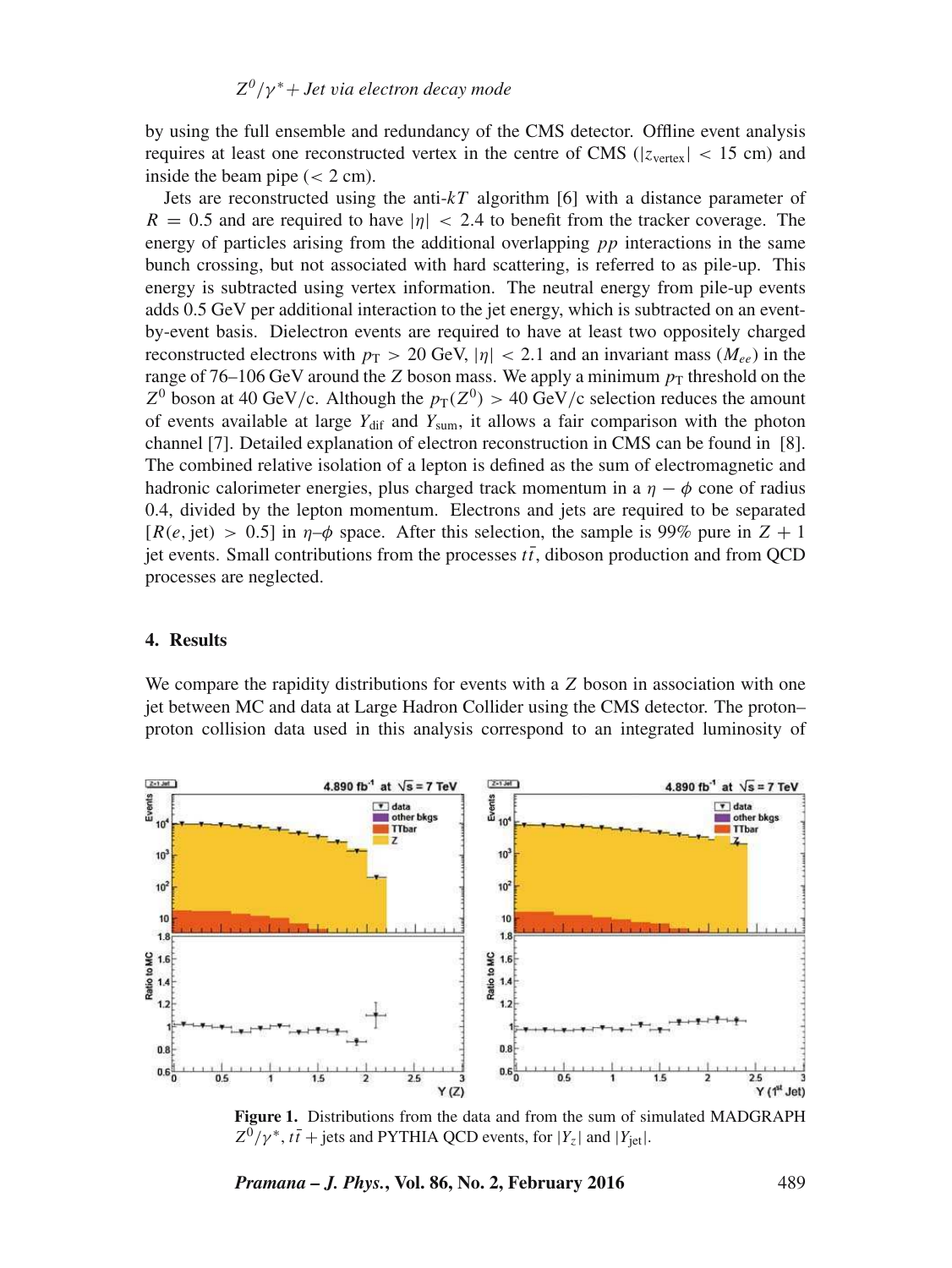by using the full ensemble and redundancy of the CMS detector. Offline event analysis requires at least one reconstructed vertex in the centre of CMS ($|z_{\text{vertex}}| < 15$ cm) and inside the beam pipe ($< 2$ cm).

Jets are reconstructed using the anti-$kT$ algorithm [6] with a distance parameter of $R = 0.5$ and are required to have $|\eta| < 2.4$ to benefit from the tracker coverage. The energy of particles arising from the additional overlapping $pp$ interactions in the same bunch crossing, but not associated with hard scattering, is referred to as pile-up. This energy is subtracted using vertex information. The neutral energy from pile-up events adds 0.5 GeV per additional interaction to the jet energy, which is subtracted on an event-by-event basis. Dielectron events are required to have at least two oppositely charged reconstructed electrons with $p_{\text{T}} > 20$ GeV, $|\eta| < 2.1$ and an invariant mass ($M_{ee}$) in the range of 76–106 GeV around the $Z$ boson mass. We apply a minimum $p_{\text{T}}$ threshold on the $Z^0$ boson at 40 GeV/c. Although the $p_{\text{T}}(Z^0) > 40$ GeV/c selection reduces the amount of events available at large $Y_{\text{dif}}$ and $Y_{\text{sum}}$, it allows a fair comparison with the photon channel [7]. Detailed explanation of electron reconstruction in CMS can be found in [8]. The combined relative isolation of a lepton is defined as the sum of electromagnetic and hadronic calorimeter energies, plus charged track momentum in a $\eta - \phi$ cone of radius 0.4, divided by the lepton momentum. Electrons and jets are required to be separated $[R(e, \text{jet}) > 0.5]$ in $\eta$–$\phi$ space. After this selection, the sample is 99% pure in $Z + 1$ jet events. Small contributions from the processes $t\bar{t}$, diboson production and from QCD processes are neglected.

## 4. Results

We compare the rapidity distributions for events with a $Z$ boson in association with one jet between MC and data at Large Hadron Collider using the CMS detector. The proton–proton collision data used in this analysis correspond to an integrated luminosity of

**Figure 1.** Distributions from the data and from the sum of simulated MADGRAPH $Z^0/\gamma^*$, $t\bar{t}$ + jets and PYTHIA QCD events, for $|Y_z|$ and $|Y_{\text{jet}}|$.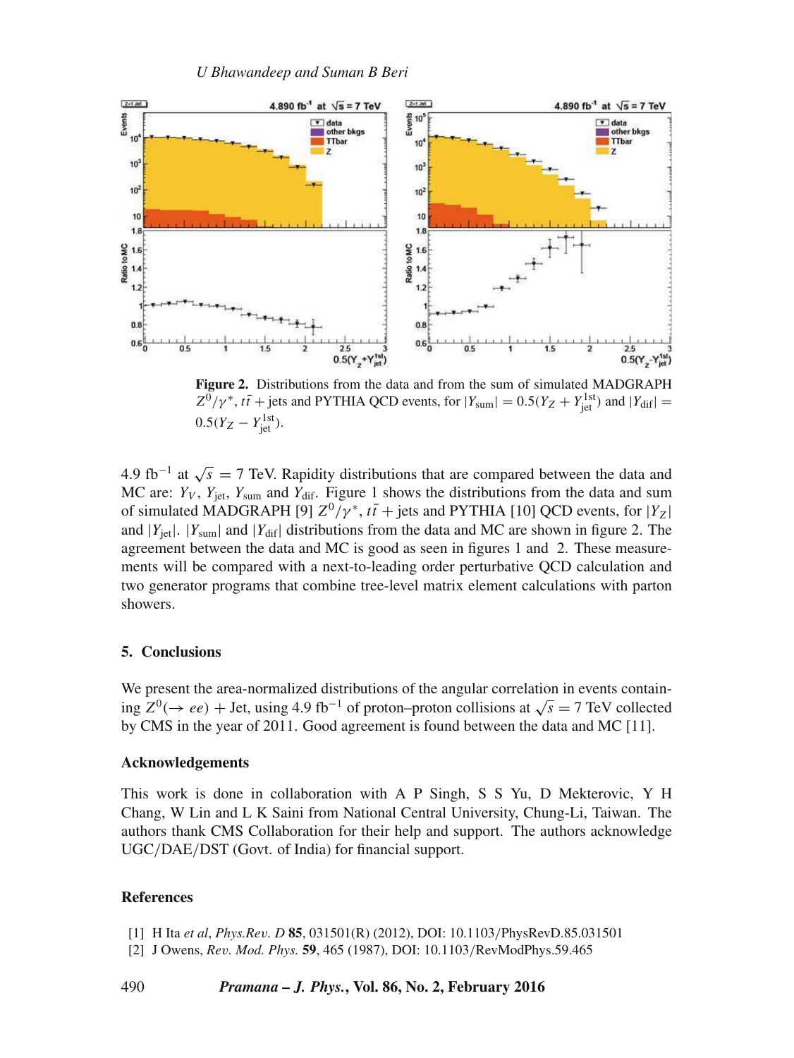**Figure 2.** Distributions from the data and from the sum of simulated MADGRAPH $Z^0/\gamma^*$, $t\bar{t}$ + jets and PYTHIA QCD events, for $|Y_{\rm sum}| = 0.5(Y_Z + Y_{\rm jet}^{\rm 1st})$ and $|Y_{\rm dif}| = 0.5(Y_Z - Y_{\rm jet}^{\rm 1st})$.

4.9 fb$^{-1}$ at $\sqrt{s} = 7$ TeV. Rapidity distributions that are compared between the data and MC are: $Y_V$, $Y_{\rm jet}$, $Y_{\rm sum}$ and $Y_{\rm dif}$. Figure 1 shows the distributions from the data and sum of simulated MADGRAPH [9] $Z^0/\gamma^*$, $t\bar{t}$ + jets and PYTHIA [10] QCD events, for $|Y_Z|$ and $|Y_{\rm jet}|$. $|Y_{\rm sum}|$ and $|Y_{\rm dif}|$ distributions from the data and MC are shown in figure 2. The agreement between the data and MC is good as seen in figures 1 and 2. These measurements will be compared with a next-to-leading order perturbative QCD calculation and two generator programs that combine tree-level matrix element calculations with parton showers.

## 5. Conclusions

We present the area-normalized distributions of the angular correlation in events containing $Z^0(\rightarrow ee)$ + Jet, using 4.9 fb$^{-1}$ of proton–proton collisions at $\sqrt{s} = 7$ TeV collected by CMS in the year of 2011. Good agreement is found between the data and MC [11].

### Acknowledgements

This work is done in collaboration with A P Singh, S S Yu, D Mekterovic, Y H Chang, W Lin and L K Saini from National Central University, Chung-Li, Taiwan. The authors thank CMS Collaboration for their help and support. The authors acknowledge UGC/DAE/DST (Govt. of India) for financial support.

### References

[1] H Ita *et al*, *Phys.Rev. D* **85**, 031501(R) (2012), DOI: 10.1103/PhysRevD.85.031501

[2] J Owens, *Rev. Mod. Phys.* **59**, 465 (1987), DOI: 10.1103/RevModPhys.59.465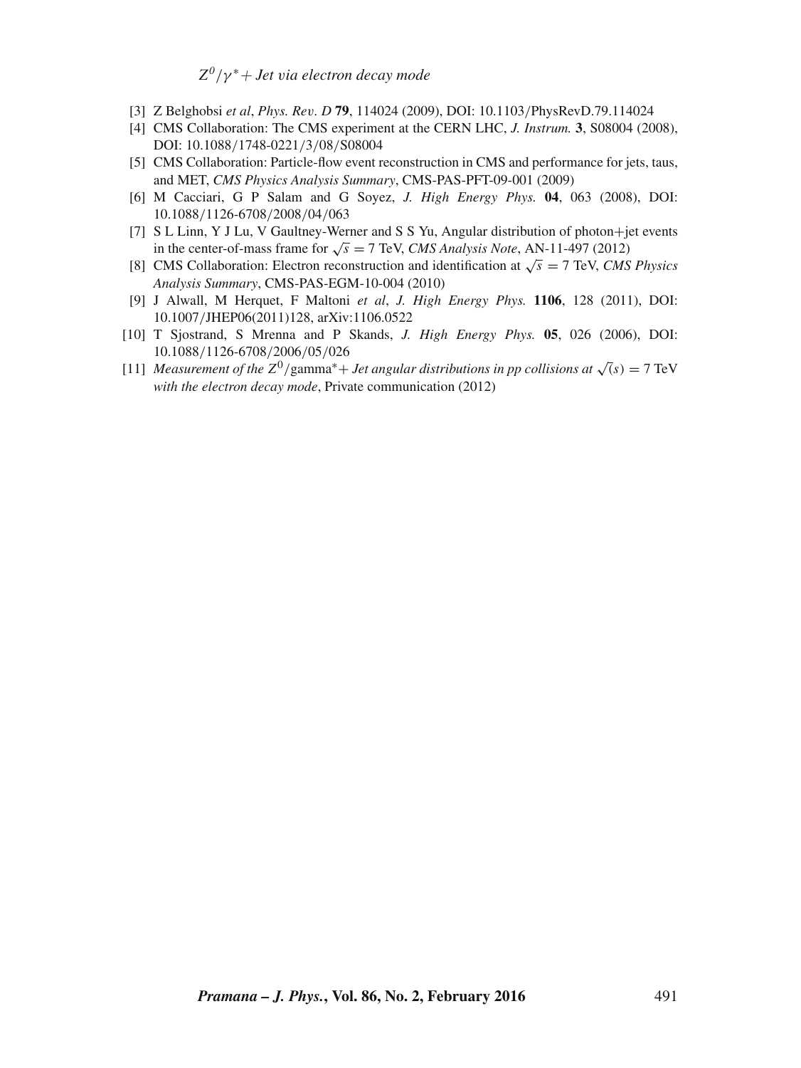[3] Z Belghobsi *et al*, *Phys. Rev. D* **79**, 114024 (2009), DOI: 10.1103/PhysRevD.79.114024

[4] CMS Collaboration: The CMS experiment at the CERN LHC, *J. Instrum.* **3**, S08004 (2008), DOI: 10.1088/1748-0221/3/08/S08004

[5] CMS Collaboration: Particle-flow event reconstruction in CMS and performance for jets, taus, and MET, *CMS Physics Analysis Summary*, CMS-PAS-PFT-09-001 (2009)

[6] M Cacciari, G P Salam and G Soyez, *J. High Energy Phys.* **04**, 063 (2008), DOI: 10.1088/1126-6708/2008/04/063

[7] S L Linn, Y J Lu, V Gaultney-Werner and S S Yu, Angular distribution of photon+jet events in the center-of-mass frame for $\sqrt{s} = 7$ TeV, *CMS Analysis Note*, AN-11-497 (2012)

[8] CMS Collaboration: Electron reconstruction and identification at $\sqrt{s} = 7$ TeV, *CMS Physics Analysis Summary*, CMS-PAS-EGM-10-004 (2010)

[9] J Alwall, M Herquet, F Maltoni *et al*, *J. High Energy Phys.* **1106**, 128 (2011), DOI: 10.1007/JHEP06(2011)128, arXiv:1106.0522

[10] T Sjostrand, S Mrenna and P Skands, *J. High Energy Phys.* **05**, 026 (2006), DOI: 10.1088/1126-6708/2006/05/026

[11] *Measurement of the* $Z^0$/gamma$^*$+ *Jet angular distributions in pp collisions at* $\sqrt{(s)} = 7$ TeV *with the electron decay mode*, Private communication (2012)